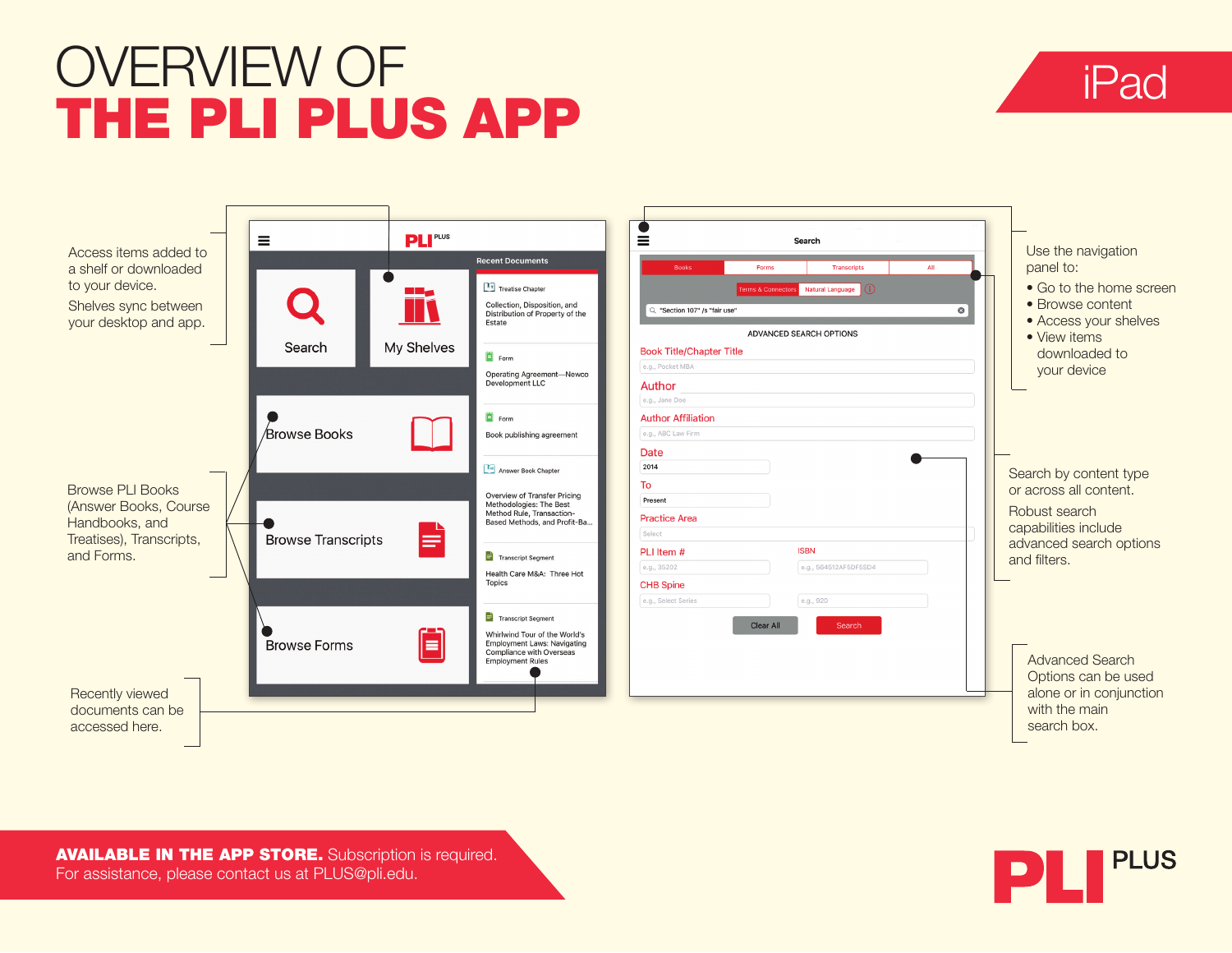# OVERVIEW OF THE PLI PLUS APP

## iPad

Access items added to a shelf or downloaded to your device.

Shelves sync between your desktop and app.

Browse PLI Books (Answer Books, Course Handbooks, and Treatises), Transcripts, and Forms.

Recently viewed documents can be accessed here.

Use the navigation panel to:

- Go to the home screen
- Browse content
- Access your shelves
- View items downloaded to your device

Search by content type or across all content.

Robust search capabilities include advanced search options and filters.

Advanced Search Options can be used alone or in conjunction with the main search box.

**AVAILABLE IN THE APP STORE.** Subscription is required.
For assistance, please contact us at PLUS@pli.edu.

PLI PLUS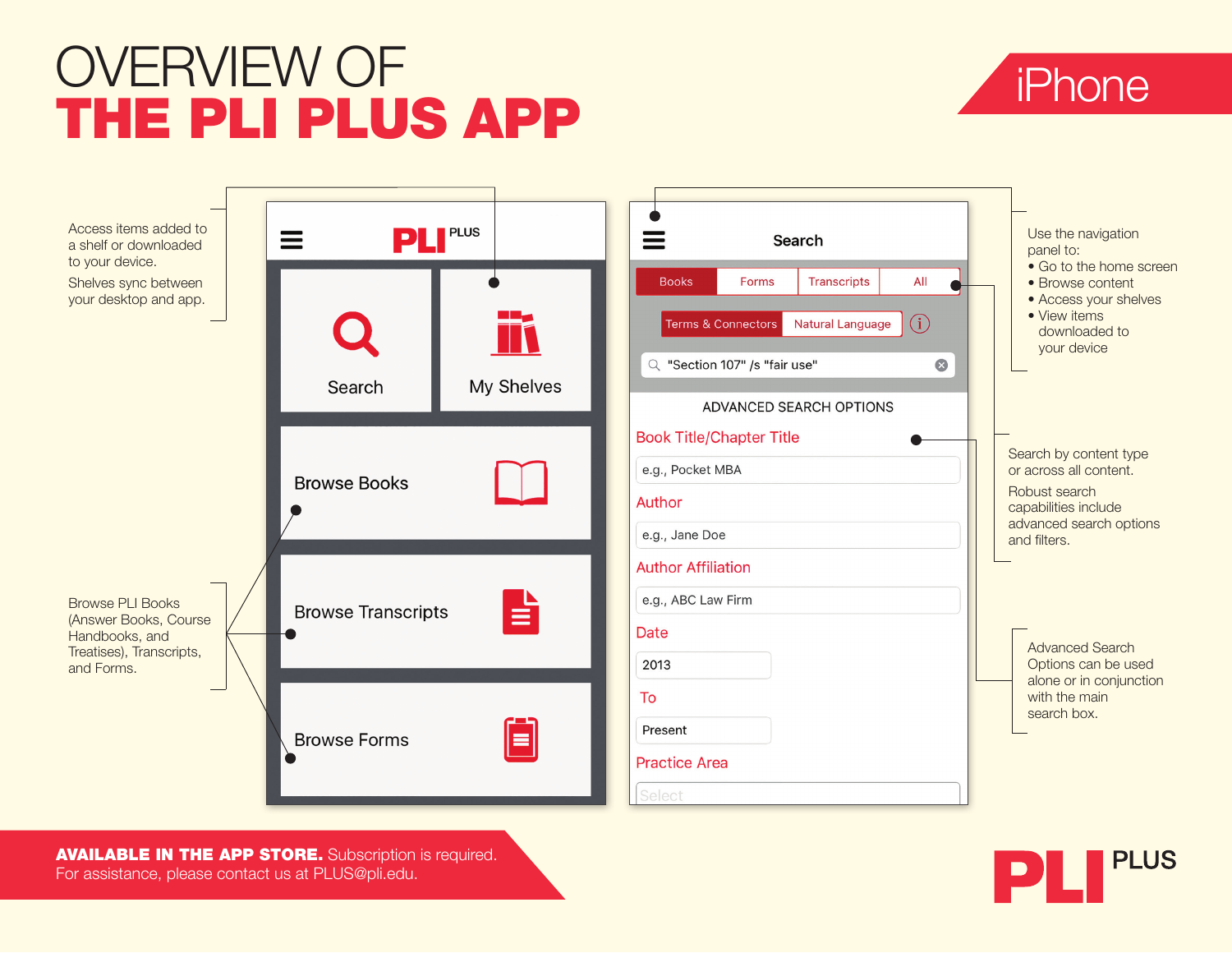# OVERVIEW OF THE PLI PLUS APP

iPhone

Access items added to a shelf or downloaded to your device.

Shelves sync between your desktop and app.

Browse PLI Books (Answer Books, Course Handbooks, and Treatises), Transcripts, and Forms.

PLI PLUS

Search

My Shelves

Browse Books

Browse Transcripts

Browse Forms

Search

Books | Forms | Transcripts | All

Terms & Connectors | Natural Language

"Section 107" /s "fair use"

ADVANCED SEARCH OPTIONS

Book Title/Chapter Title

e.g., Pocket MBA

Author

e.g., Jane Doe

Author Affiliation

e.g., ABC Law Firm

Date

2013

To

Present

Practice Area

Select

Use the navigation panel to:

- Go to the home screen
- Browse content
- Access your shelves
- View items downloaded to your device

Search by content type or across all content.

Robust search capabilities include advanced search options and filters.

Advanced Search Options can be used alone or in conjunction with the main search box.

**AVAILABLE IN THE APP STORE.** Subscription is required.
For assistance, please contact us at PLUS@pli.edu.

PLI PLUS